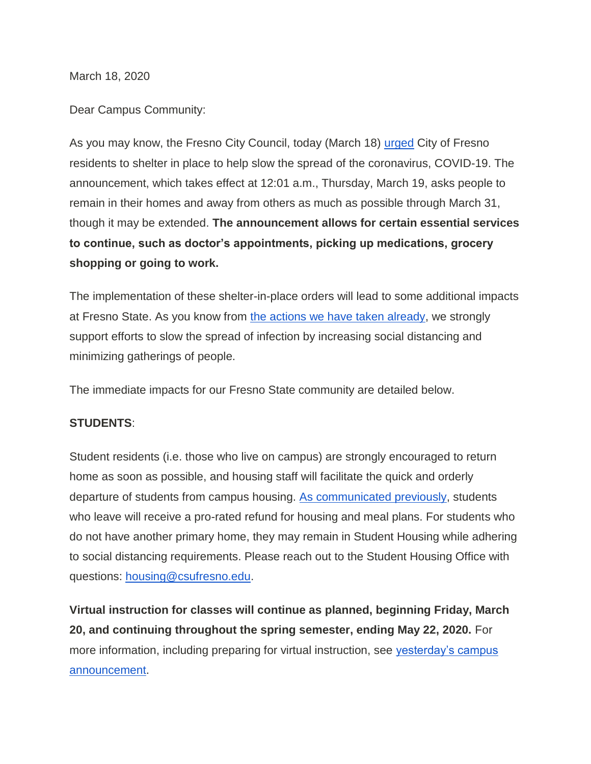March 18, 2020

Dear Campus Community:

As you may know, the Fresno City Council, today (March 18) urged City of Fresno residents to shelter in place to help slow the spread of the coronavirus, COVID-19. The announcement, which takes effect at 12:01 a.m., Thursday, March 19, asks people to remain in their homes and away from others as much as possible through March 31, though it may be extended. **The announcement allows for certain essential services to continue, such as doctor's appointments, picking up medications, grocery shopping or going to work.**

The implementation of these shelter-in-place orders will lead to some additional impacts at Fresno State. As you know from the actions we have taken already, we strongly support efforts to slow the spread of infection by increasing social distancing and minimizing gatherings of people.

The immediate impacts for our Fresno State community are detailed below.

**STUDENTS**:

Student residents (i.e. those who live on campus) are strongly encouraged to return home as soon as possible, and housing staff will facilitate the quick and orderly departure of students from campus housing. As communicated previously, students who leave will receive a pro-rated refund for housing and meal plans. For students who do not have another primary home, they may remain in Student Housing while adhering to social distancing requirements. Please reach out to the Student Housing Office with questions: housing@csufresno.edu.

**Virtual instruction for classes will continue as planned, beginning Friday, March 20, and continuing throughout the spring semester, ending May 22, 2020.** For more information, including preparing for virtual instruction, see yesterday's campus announcement.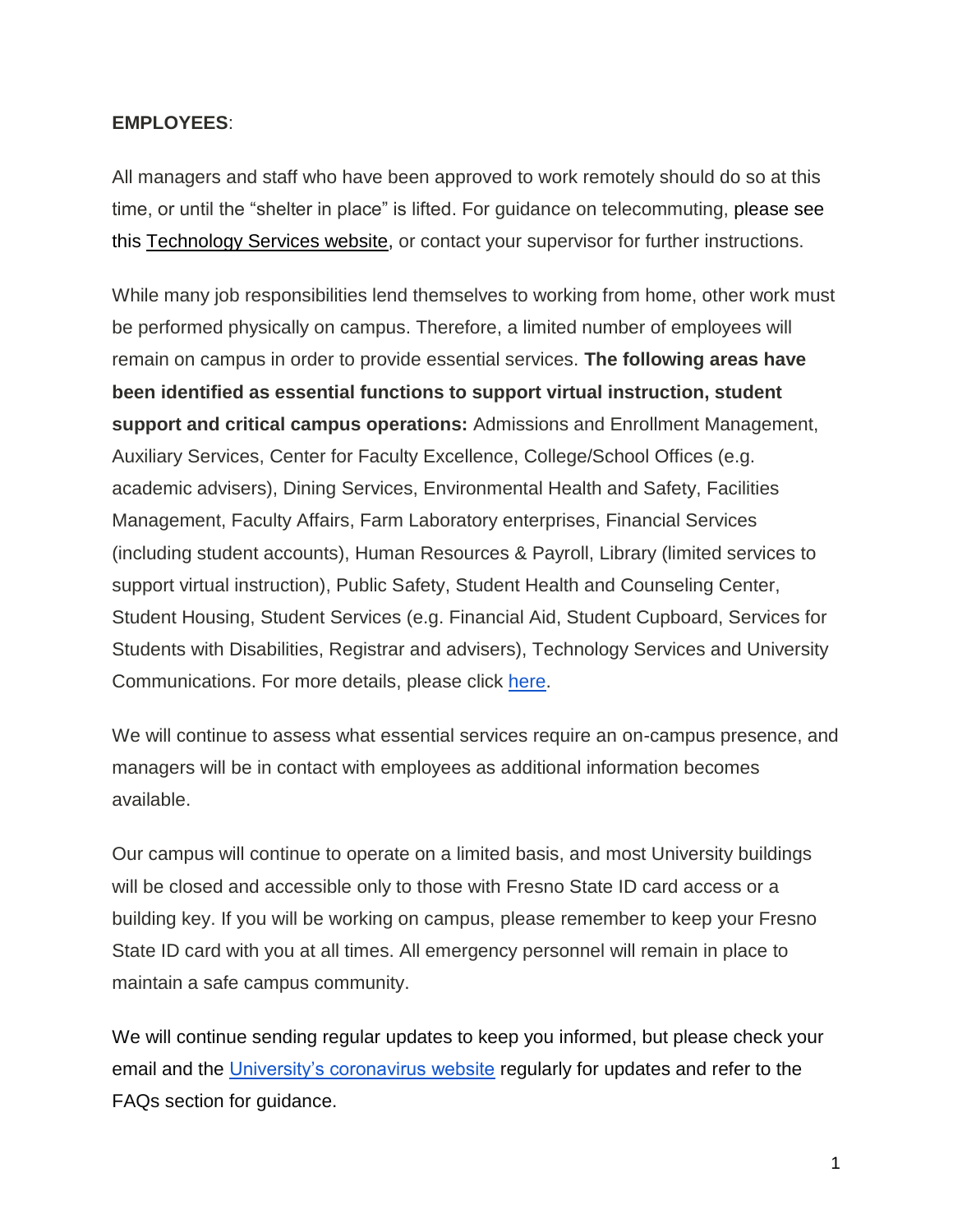**EMPLOYEES**:

All managers and staff who have been approved to work remotely should do so at this time, or until the "shelter in place" is lifted. For guidance on telecommuting, please see this Technology Services website, or contact your supervisor for further instructions.

While many job responsibilities lend themselves to working from home, other work must be performed physically on campus. Therefore, a limited number of employees will remain on campus in order to provide essential services. **The following areas have been identified as essential functions to support virtual instruction, student support and critical campus operations:** Admissions and Enrollment Management, Auxiliary Services, Center for Faculty Excellence, College/School Offices (e.g. academic advisers), Dining Services, Environmental Health and Safety, Facilities Management, Faculty Affairs, Farm Laboratory enterprises, Financial Services (including student accounts), Human Resources & Payroll, Library (limited services to support virtual instruction), Public Safety, Student Health and Counseling Center, Student Housing, Student Services (e.g. Financial Aid, Student Cupboard, Services for Students with Disabilities, Registrar and advisers), Technology Services and University Communications. For more details, please click here.

We will continue to assess what essential services require an on-campus presence, and managers will be in contact with employees as additional information becomes available.

Our campus will continue to operate on a limited basis, and most University buildings will be closed and accessible only to those with Fresno State ID card access or a building key. If you will be working on campus, please remember to keep your Fresno State ID card with you at all times. All emergency personnel will remain in place to maintain a safe campus community.

We will continue sending regular updates to keep you informed, but please check your email and the University's coronavirus website regularly for updates and refer to the FAQs section for guidance.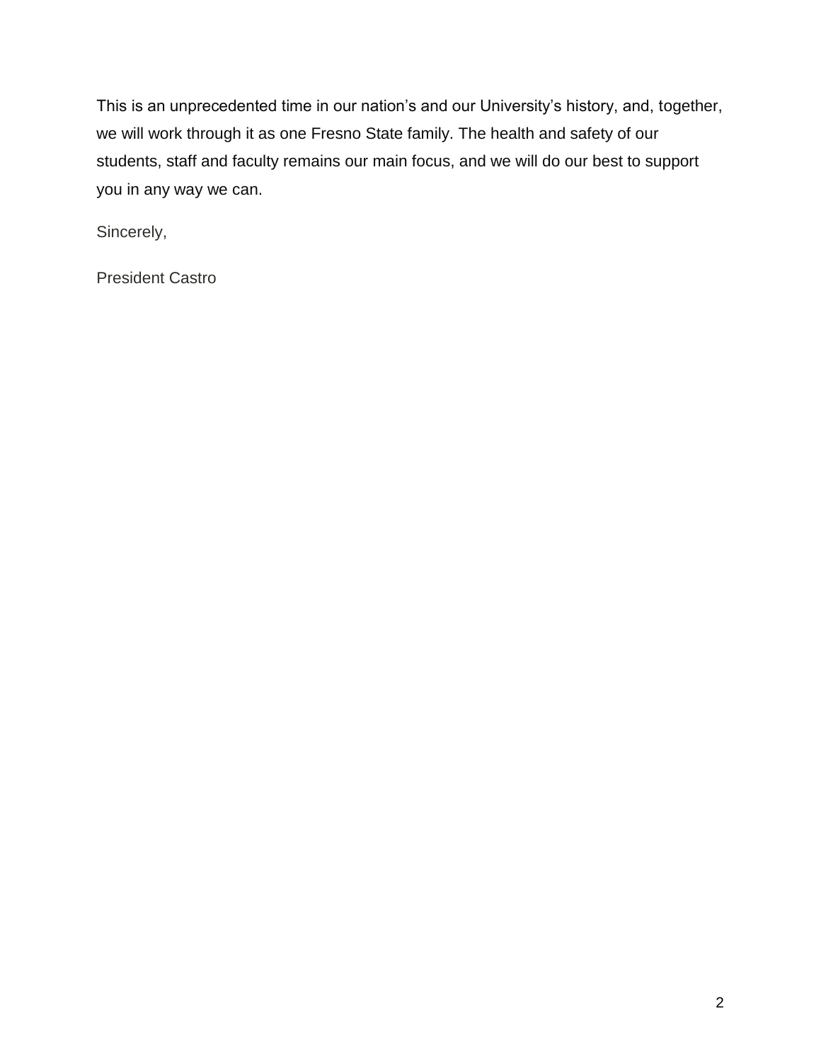This is an unprecedented time in our nation's and our University's history, and, together, we will work through it as one Fresno State family. The health and safety of our students, staff and faculty remains our main focus, and we will do our best to support you in any way we can.

Sincerely,

President Castro